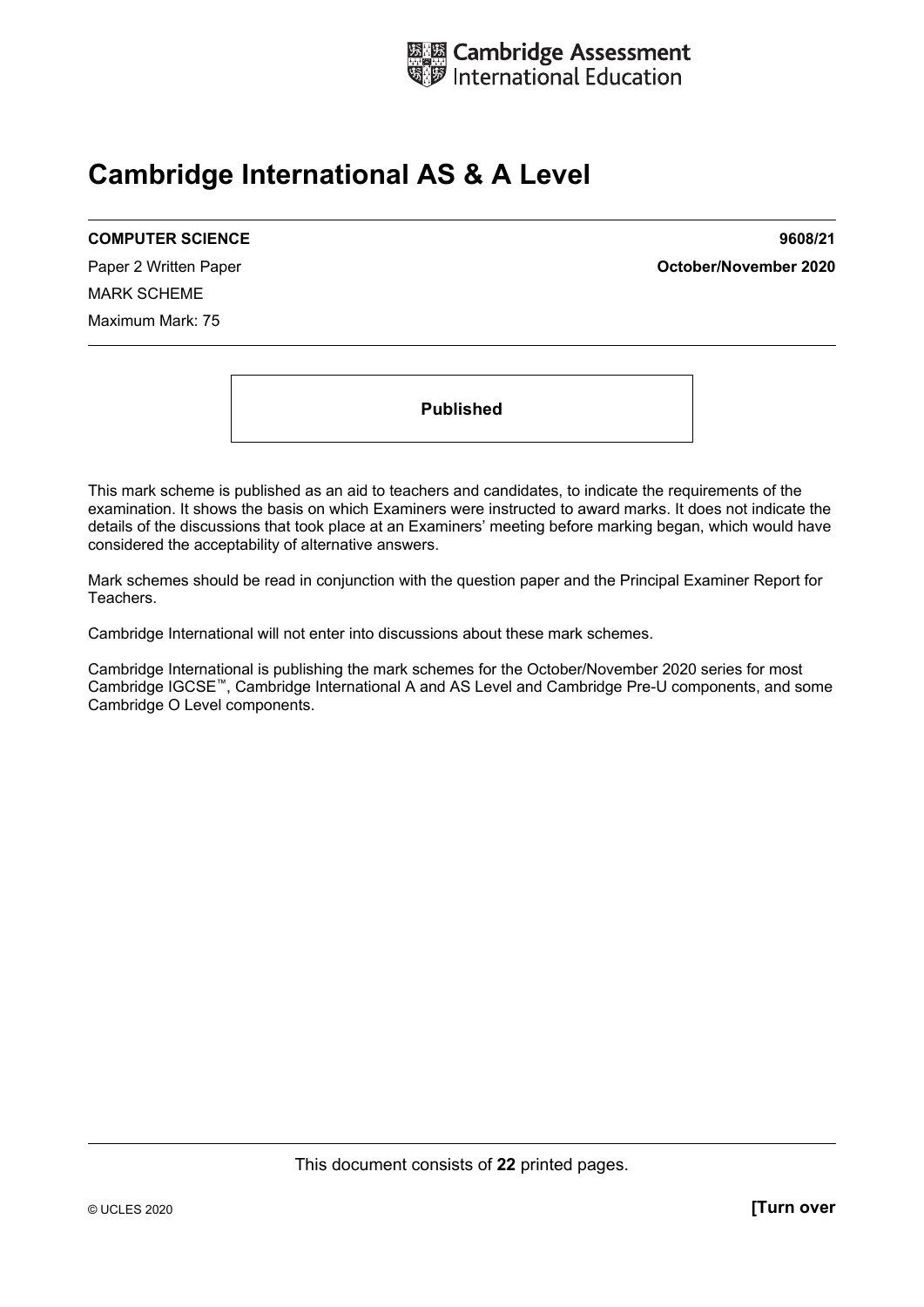Cambridge Assessment International Education

# Cambridge International AS & A Level

**COMPUTER SCIENCE** **9608/21**

Paper 2 Written Paper **October/November 2020**

MARK SCHEME

Maximum Mark: 75

**Published**

This mark scheme is published as an aid to teachers and candidates, to indicate the requirements of the examination. It shows the basis on which Examiners were instructed to award marks. It does not indicate the details of the discussions that took place at an Examiners' meeting before marking began, which would have considered the acceptability of alternative answers.

Mark schemes should be read in conjunction with the question paper and the Principal Examiner Report for Teachers.

Cambridge International will not enter into discussions about these mark schemes.

Cambridge International is publishing the mark schemes for the October/November 2020 series for most Cambridge IGCSE™, Cambridge International A and AS Level and Cambridge Pre-U components, and some Cambridge O Level components.

This document consists of **22** printed pages.

© UCLES 2020 **[Turn over**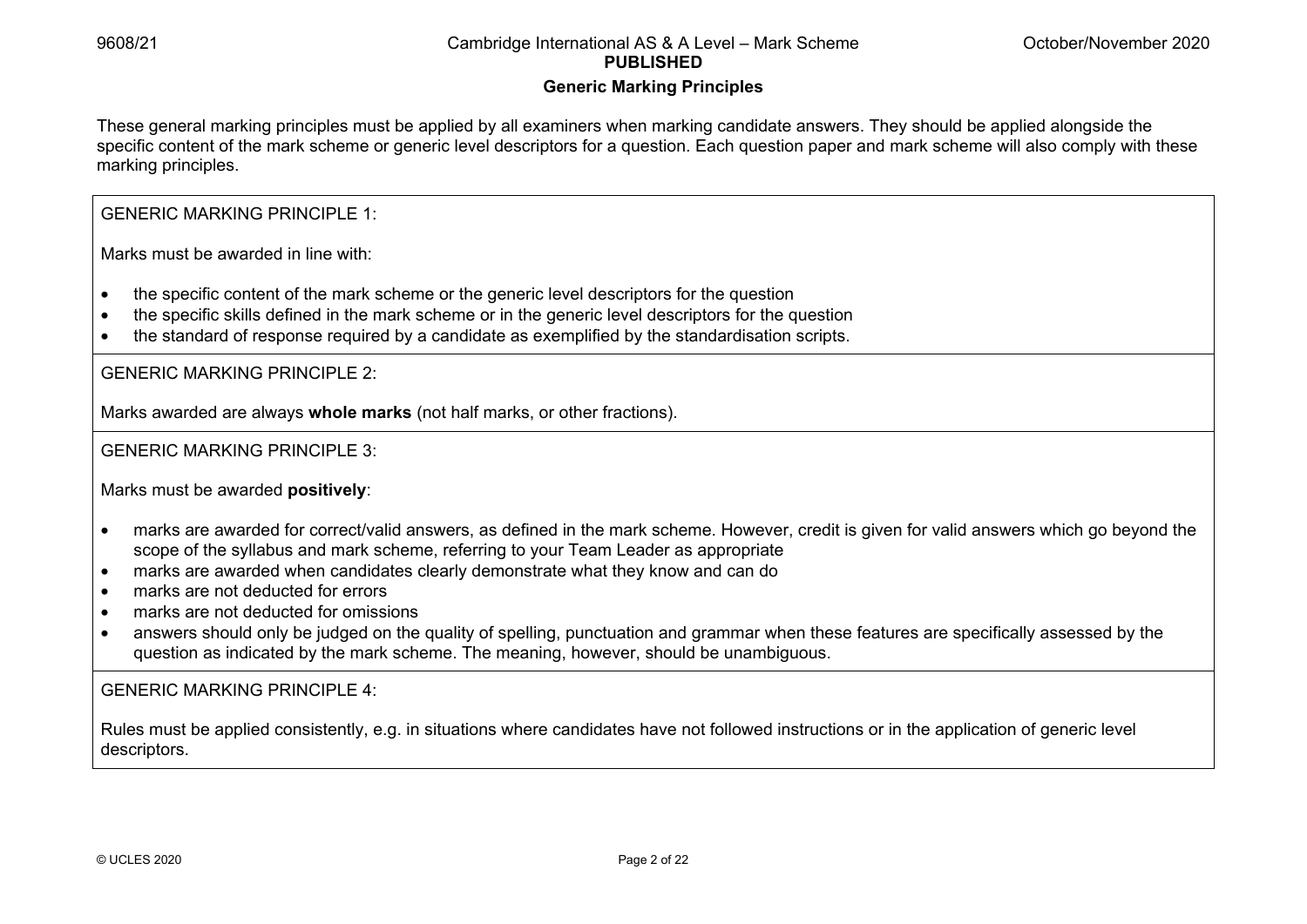## Generic Marking Principles

These general marking principles must be applied by all examiners when marking candidate answers. They should be applied alongside the specific content of the mark scheme or generic level descriptors for a question. Each question paper and mark scheme will also comply with these marking principles.

GENERIC MARKING PRINCIPLE 1:

Marks must be awarded in line with:

- the specific content of the mark scheme or the generic level descriptors for the question
- the specific skills defined in the mark scheme or in the generic level descriptors for the question
- the standard of response required by a candidate as exemplified by the standardisation scripts.

GENERIC MARKING PRINCIPLE 2:

Marks awarded are always **whole marks** (not half marks, or other fractions).

GENERIC MARKING PRINCIPLE 3:

Marks must be awarded **positively**:

- marks are awarded for correct/valid answers, as defined in the mark scheme. However, credit is given for valid answers which go beyond the scope of the syllabus and mark scheme, referring to your Team Leader as appropriate
- marks are awarded when candidates clearly demonstrate what they know and can do
- marks are not deducted for errors
- marks are not deducted for omissions
- answers should only be judged on the quality of spelling, punctuation and grammar when these features are specifically assessed by the question as indicated by the mark scheme. The meaning, however, should be unambiguous.

GENERIC MARKING PRINCIPLE 4:

Rules must be applied consistently, e.g. in situations where candidates have not followed instructions or in the application of generic level descriptors.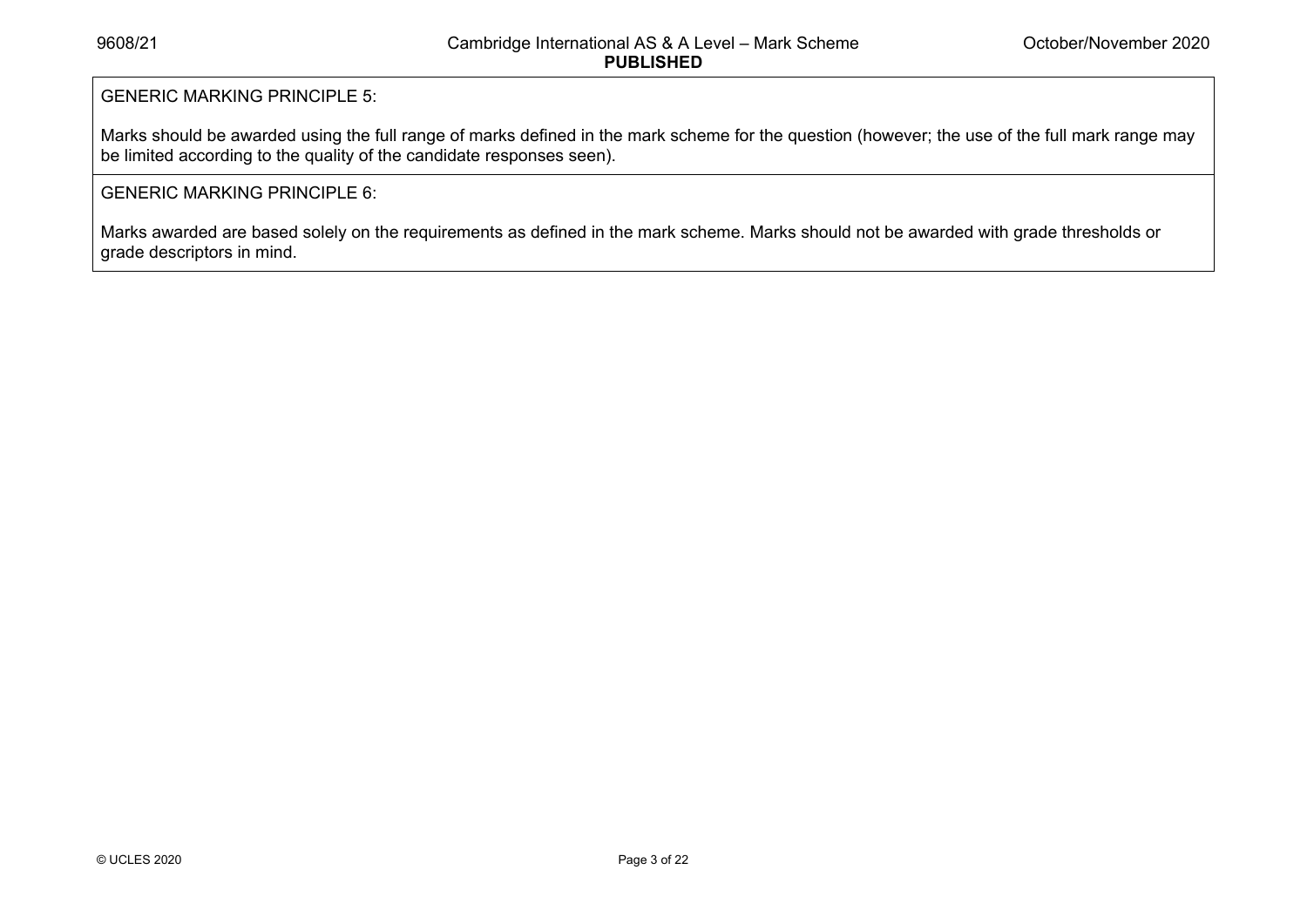GENERIC MARKING PRINCIPLE 5:

Marks should be awarded using the full range of marks defined in the mark scheme for the question (however; the use of the full mark range may be limited according to the quality of the candidate responses seen).

GENERIC MARKING PRINCIPLE 6:

Marks awarded are based solely on the requirements as defined in the mark scheme. Marks should not be awarded with grade thresholds or grade descriptors in mind.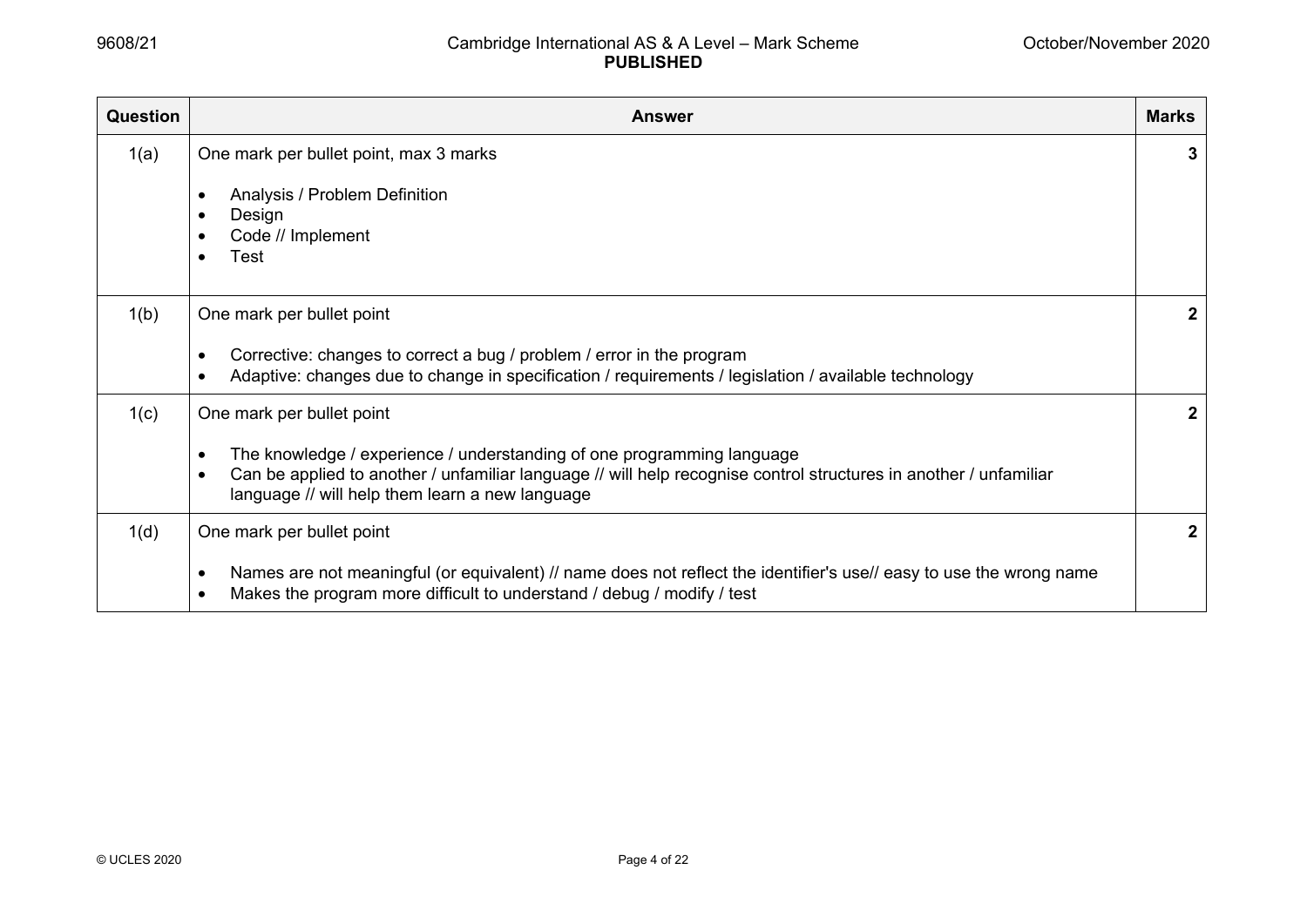| Question | Answer | Marks |
|---|---|---|
| 1(a) | One mark per bullet point, max 3 marks<br><br>• Analysis / Problem Definition<br>• Design<br>• Code // Implement<br>• Test | 3 |
| 1(b) | One mark per bullet point<br><br>• Corrective: changes to correct a bug / problem / error in the program<br>• Adaptive: changes due to change in specification / requirements / legislation / available technology | 2 |
| 1(c) | One mark per bullet point<br><br>• The knowledge / experience / understanding of one programming language<br>• Can be applied to another / unfamiliar language // will help recognise control structures in another / unfamiliar language // will help them learn a new language | 2 |
| 1(d) | One mark per bullet point<br><br>• Names are not meaningful (or equivalent) // name does not reflect the identifier's use// easy to use the wrong name<br>• Makes the program more difficult to understand / debug / modify / test | 2 |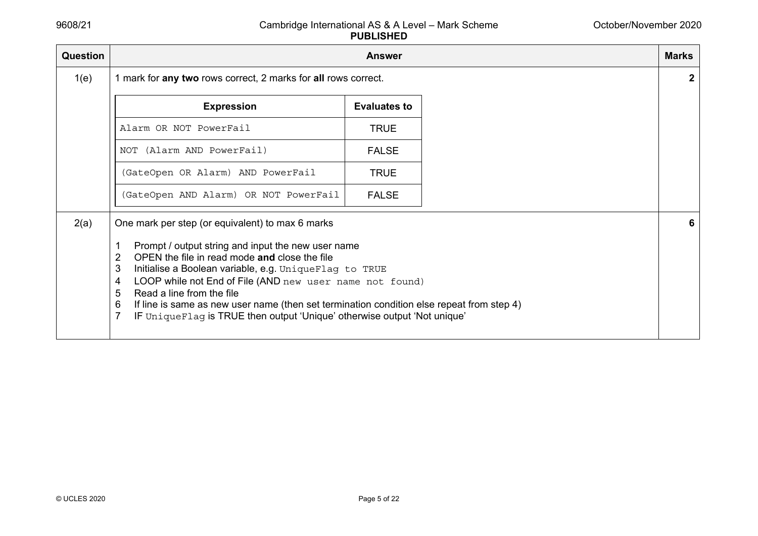| Question | Answer | Marks |
|---|---|---|
| 1(e) | 1 mark for **any two** rows correct, 2 marks for **all** rows correct.<br><br>\| Expression \| Evaluates to \|<br>\| Alarm OR NOT PowerFail \| TRUE \|<br>\| NOT (Alarm AND PowerFail) \| FALSE \|<br>\| (GateOpen OR Alarm) AND PowerFail \| TRUE \|<br>\| (GateOpen AND Alarm) OR NOT PowerFail \| FALSE \| | **2** |
| 2(a) | One mark per step (or equivalent) to max 6 marks<br><br>1 Prompt / output string and input the new user name<br>2 OPEN the file in read mode **and** close the file<br>3 Initialise a Boolean variable, e.g. `UniqueFlag to TRUE`<br>4 LOOP while not End of File (AND `new user name not found`)<br>5 Read a line from the file<br>6 If line is same as new user name (then set termination condition else repeat from step 4)<br>7 IF `UniqueFlag` is TRUE then output 'Unique' otherwise output 'Not unique' | **6** |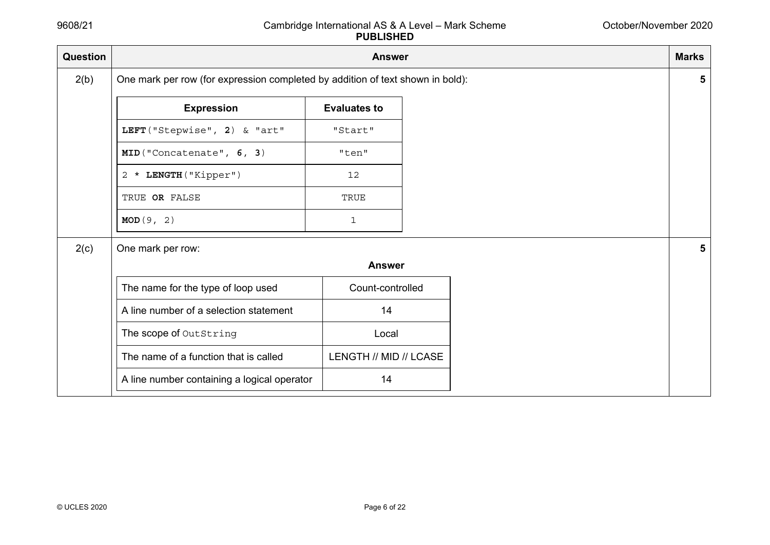| Question | Answer | Marks |
|---|---|---|
| 2(b) | One mark per row (for expression completed by addition of text shown in bold): | 5 |

| Expression | Evaluates to |
|---|---|
| **LEFT**("Stepwise", **2**) & "art" | "Start" |
| **MID**("Concatenate", **6**, **3**) | "ten" |
| 2 * **LENGTH**("Kipper") | 12 |
| TRUE **OR** FALSE | TRUE |
| **MOD**(9, 2) | 1 |

| Question | Answer | Marks |
|---|---|---|
| 2(c) | One mark per row: | 5 |

| | **Answer** |
|---|---|
| The name for the type of loop used | Count-controlled |
| A line number of a selection statement | 14 |
| The scope of `OutString` | Local |
| The name of a function that is called | LENGTH // MID // LCASE |
| A line number containing a logical operator | 14 |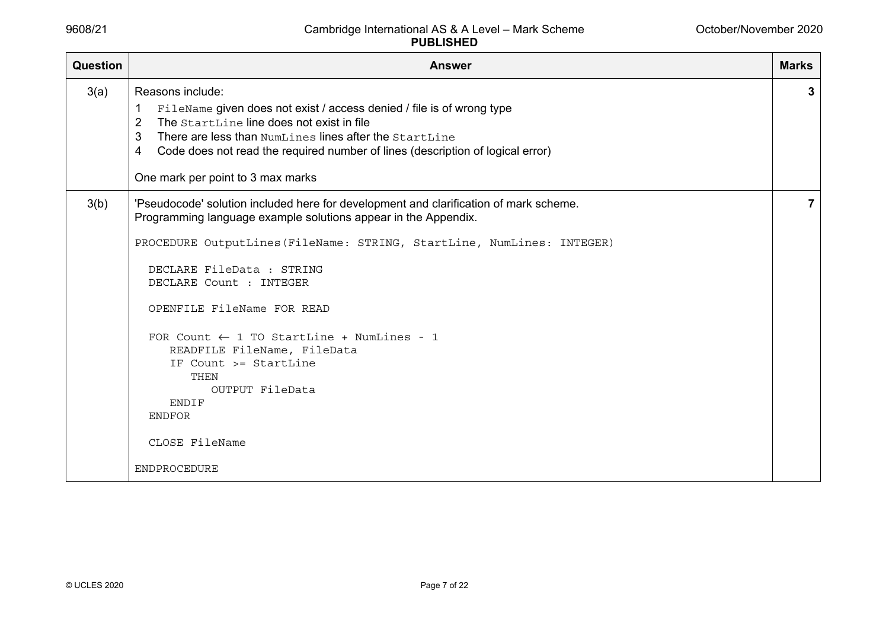| Question | Answer | Marks |
|---|---|---|
| 3(a) | Reasons include:<br>1 FileName given does not exist / access denied / file is of wrong type<br>2 The StartLine line does not exist in file<br>3 There are less than NumLines lines after the StartLine<br>4 Code does not read the required number of lines (description of logical error)<br><br>One mark per point to 3 max marks | 3 |
| 3(b) | 'Pseudocode' solution included here for development and clarification of mark scheme.<br>Programming language example solutions appear in the Appendix.<br><br>`PROCEDURE OutputLines(FileName: STRING, StartLine, NumLines: INTEGER)`<br><br>`  DECLARE FileData : STRING`<br>`  DECLARE Count : INTEGER`<br><br>`  OPENFILE FileName FOR READ`<br><br>`  FOR Count ← 1 TO StartLine + NumLines - 1`<br>`     READFILE FileName, FileData`<br>`     IF Count >= StartLine`<br>`        THEN`<br>`           OUTPUT FileData`<br>`     ENDIF`<br>`  ENDFOR`<br><br>`  CLOSE FileName`<br><br>`ENDPROCEDURE` | 7 |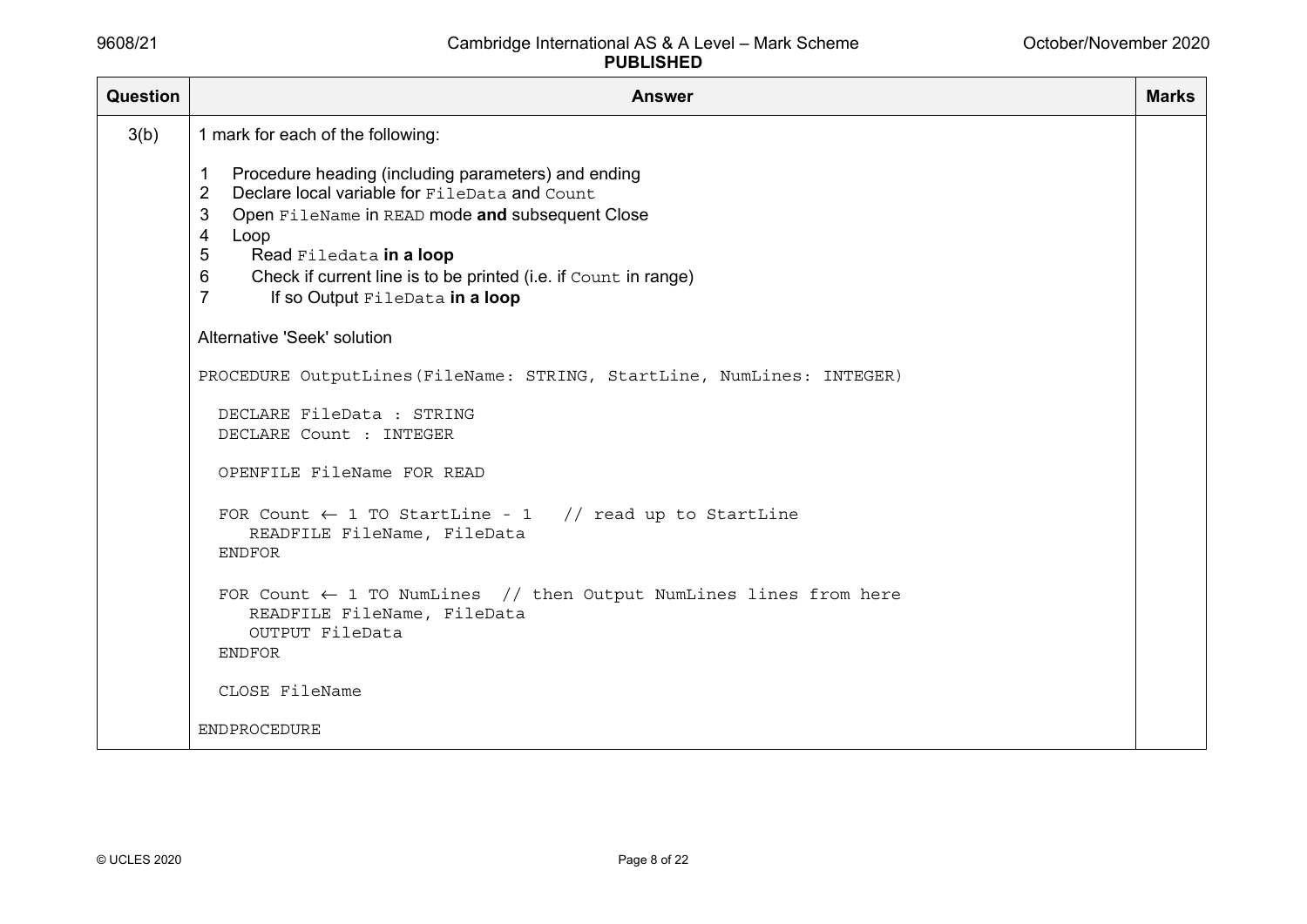| Question | Answer | Marks |
|---|---|---|
| 3(b) | 1 mark for each of the following:<br><br>1 Procedure heading (including parameters) and ending<br>2 Declare local variable for `FileData` and `Count`<br>3 Open `FileName` in `READ` mode **and** subsequent Close<br>4 Loop<br>5 Read `Filedata` **in a loop**<br>6 Check if current line is to be printed (i.e. if `Count` in range)<br>7 If so Output `FileData` **in a loop**<br><br>Alternative 'Seek' solution<br><br>`PROCEDURE OutputLines(FileName: STRING, StartLine, NumLines: INTEGER)`<br><br>`DECLARE FileData : STRING`<br>`DECLARE Count : INTEGER`<br><br>`OPENFILE FileName FOR READ`<br><br>`FOR Count ← 1 TO StartLine - 1   // read up to StartLine`<br>`READFILE FileName, FileData`<br>`ENDFOR`<br><br>`FOR Count ← 1 TO NumLines  // then Output NumLines lines from here`<br>`READFILE FileName, FileData`<br>`OUTPUT FileData`<br>`ENDFOR`<br><br>`CLOSE FileName`<br><br>`ENDPROCEDURE` | |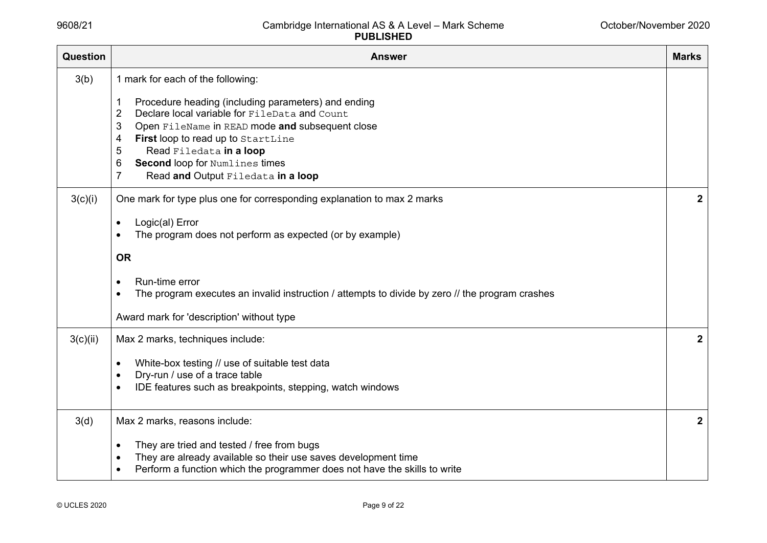| Question | Answer | Marks |
|---|---|---|
| 3(b) | 1 mark for each of the following:<br><br>1 Procedure heading (including parameters) and ending<br>2 Declare local variable for `FileData` and `Count`<br>3 Open `FileName` in `READ` mode **and** subsequent close<br>4 **First** loop to read up to `StartLine`<br>5 Read `Filedata` **in a loop**<br>6 **Second** loop for `Numlines` times<br>7 Read **and** Output `Filedata` **in a loop** | |
| 3(c)(i) | One mark for type plus one for corresponding explanation to max 2 marks<br><br>• Logic(al) Error<br>• The program does not perform as expected (or by example)<br><br>**OR**<br><br>• Run-time error<br>• The program executes an invalid instruction / attempts to divide by zero // the program crashes<br><br>Award mark for 'description' without type | **2** |
| 3(c)(ii) | Max 2 marks, techniques include:<br><br>• White-box testing // use of suitable test data<br>• Dry-run / use of a trace table<br>• IDE features such as breakpoints, stepping, watch windows | **2** |
| 3(d) | Max 2 marks, reasons include:<br><br>• They are tried and tested / free from bugs<br>• They are already available so their use saves development time<br>• Perform a function which the programmer does not have the skills to write | **2** |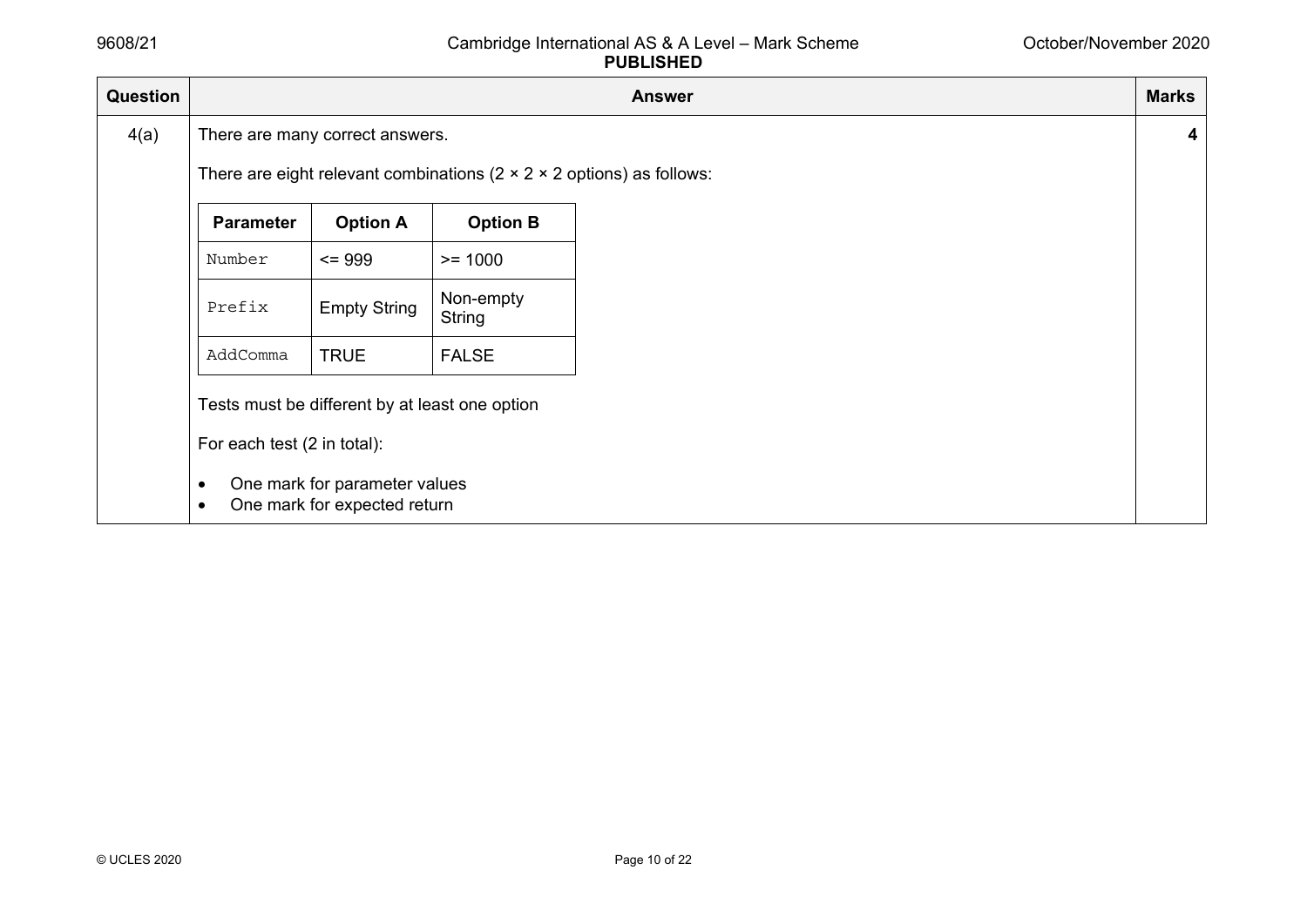| Question | Answer | Marks |
|---|---|---|
| 4(a) | There are many correct answers.<br><br>There are eight relevant combinations (2 × 2 × 2 options) as follows:<br><br>**Parameter** / **Option A** / **Option B**<br>`Number` / <= 999 / >= 1000<br>`Prefix` / Empty String / Non-empty String<br>`AddComma` / TRUE / FALSE<br><br>Tests must be different by at least one option<br><br>For each test (2 in total):<br><br>• One mark for parameter values<br>• One mark for expected return | **4** |

| Parameter | Option A | Option B |
|---|---|---|
| `Number` | <= 999 | >= 1000 |
| `Prefix` | Empty String | Non-empty String |
| `AddComma` | TRUE | FALSE |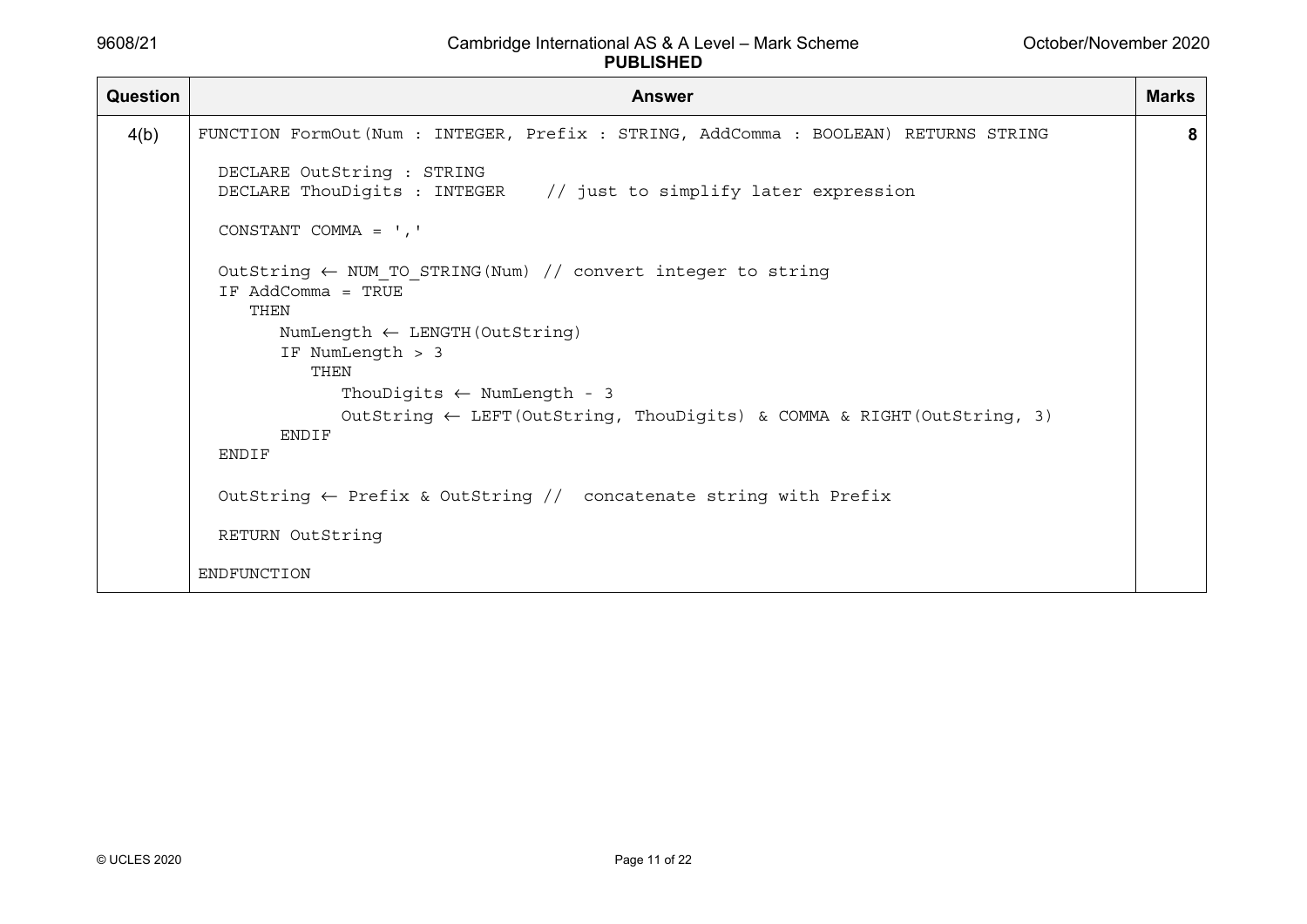| Question | Answer | Marks |
|---|---|---|
| 4(b) | <pre>FUNCTION FormOut(Num : INTEGER, Prefix : STRING, AddComma : BOOLEAN) RETURNS STRING<br><br>  DECLARE OutString : STRING<br>  DECLARE ThouDigits : INTEGER    // just to simplify later expression<br><br>  CONSTANT COMMA = ','<br><br>  OutString ← NUM_TO_STRING(Num) // convert integer to string<br>  IF AddComma = TRUE<br>     THEN<br>        NumLength ← LENGTH(OutString)<br>        IF NumLength > 3<br>           THEN<br>              ThouDigits ← NumLength - 3<br>              OutString ← LEFT(OutString, ThouDigits) & COMMA & RIGHT(OutString, 3)<br>        ENDIF<br>  ENDIF<br><br>  OutString ← Prefix & OutString //  concatenate string with Prefix<br><br>  RETURN OutString<br><br>ENDFUNCTION</pre> | 8 |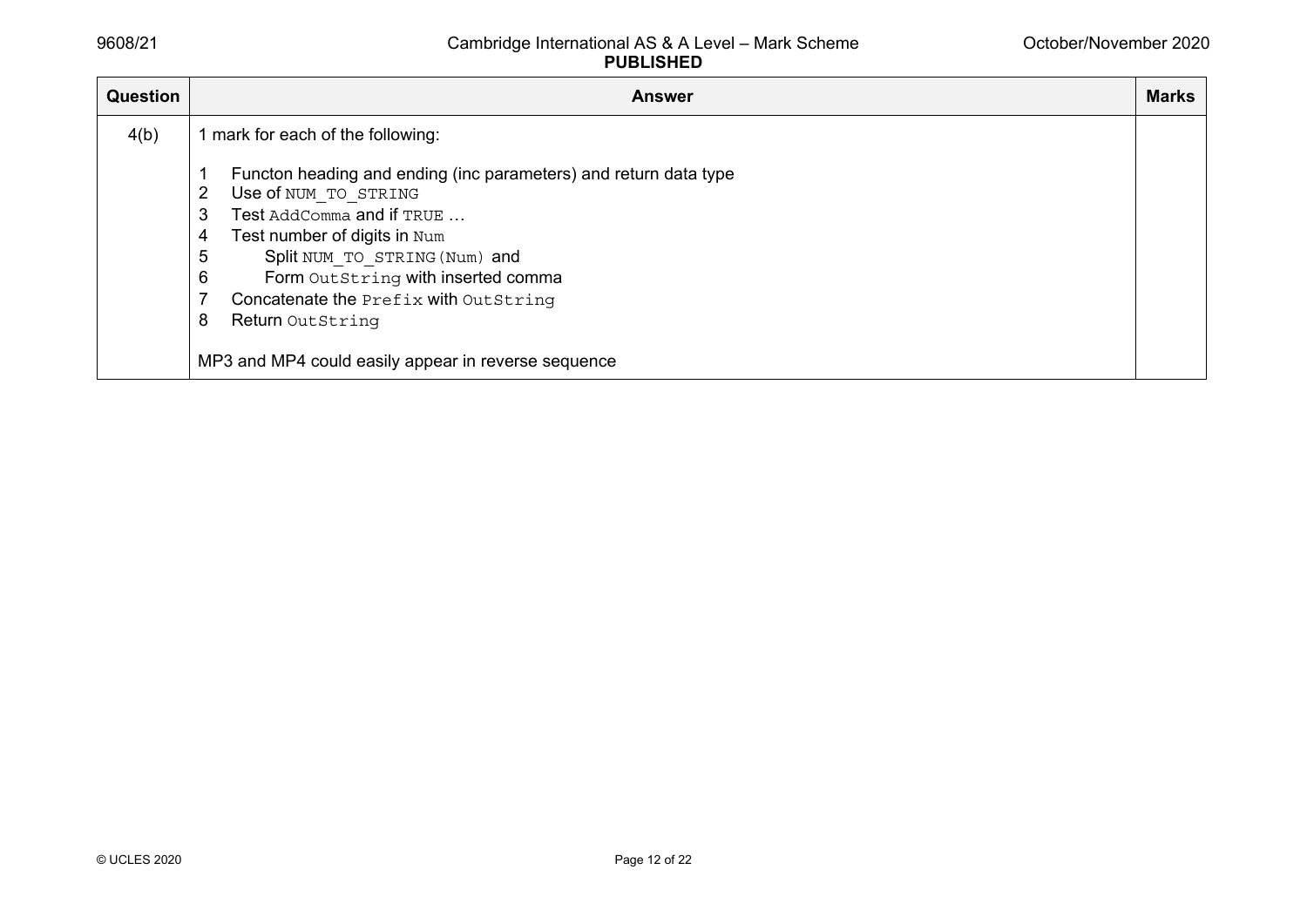| Question | Answer | Marks |
|---|---|---|
| 4(b) | 1 mark for each of the following:<br><br>1 Functon heading and ending (inc parameters) and return data type<br>2 Use of `NUM_TO_STRING`<br>3 Test `AddComma` and if `TRUE` …<br>4 Test number of digits in `Num`<br>5 Split `NUM_TO_STRING(Num)` and<br>6 Form `OutString` with inserted comma<br>7 Concatenate the `Prefix` with `OutString`<br>8 Return `OutString`<br><br>MP3 and MP4 could easily appear in reverse sequence | |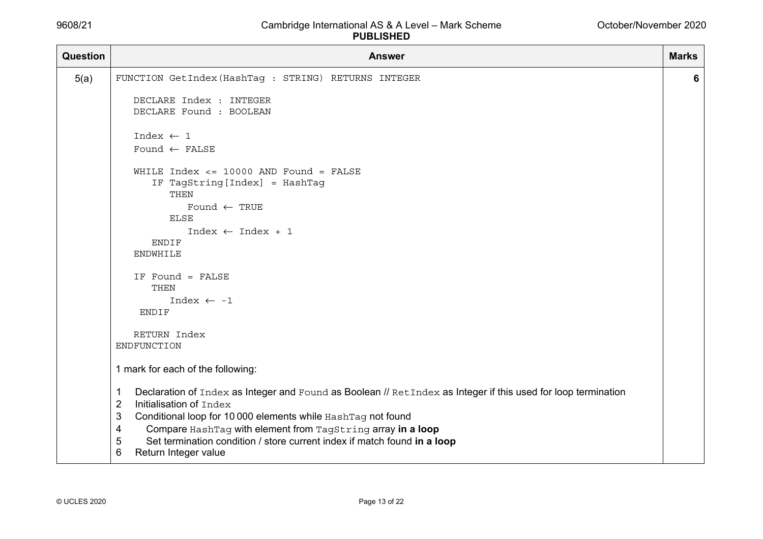| Question | Answer | Marks |
|---|---|---|
| 5(a) | See below | 6 |

```
FUNCTION GetIndex(HashTag : STRING) RETURNS INTEGER

   DECLARE Index : INTEGER
   DECLARE Found : BOOLEAN

   Index ← 1
   Found ← FALSE

   WHILE Index <= 10000 AND Found = FALSE
      IF TagString[Index] = HashTag
         THEN
            Found ← TRUE
         ELSE
            Index ← Index + 1
      ENDIF
   ENDWHILE

   IF Found = FALSE
      THEN
         Index ← -1
    ENDIF

   RETURN Index
ENDFUNCTION
```

1 mark for each of the following:

1. Declaration of `Index` as Integer and `Found` as Boolean // `RetIndex` as Integer if this used for loop termination
2. Initialisation of `Index`
3. Conditional loop for 10 000 elements while `HashTag` not found
4. Compare `HashTag` with element from `TagString` array **in a loop**
5. Set termination condition / store current index if match found **in a loop**
6. Return Integer value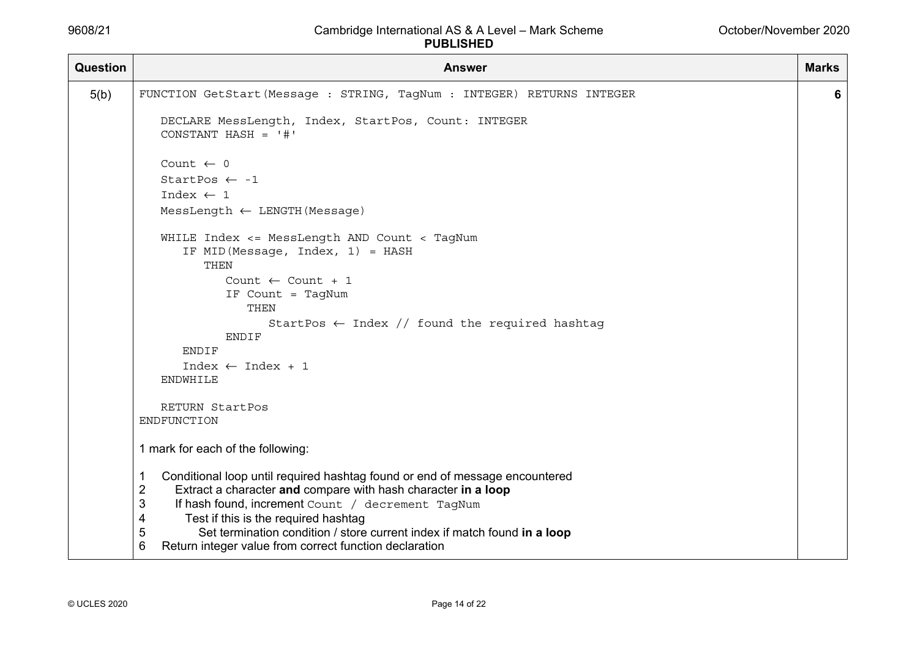| Question | Answer | Marks |
|---|---|---|
| 5(b) | See below | 6 |

```
FUNCTION GetStart(Message : STRING, TagNum : INTEGER) RETURNS INTEGER

   DECLARE MessLength, Index, StartPos, Count: INTEGER
   CONSTANT HASH = '#'

   Count ← 0
   StartPos ← -1
   Index ← 1
   MessLength ← LENGTH(Message)

   WHILE Index <= MessLength AND Count < TagNum
      IF MID(Message, Index, 1) = HASH
         THEN
            Count ← Count + 1
            IF Count = TagNum
               THEN
                  StartPos ← Index // found the required hashtag
            ENDIF
      ENDIF
      Index ← Index + 1
   ENDWHILE

   RETURN StartPos
ENDFUNCTION
```

1 mark for each of the following:

1. Conditional loop until required hashtag found or end of message encountered
2. Extract a character **and** compare with hash character **in a loop**
3. If hash found, increment `Count` / decrement `TagNum`
4. Test if this is the required hashtag
5. Set termination condition / store current index if match found **in a loop**
6. Return integer value from correct function declaration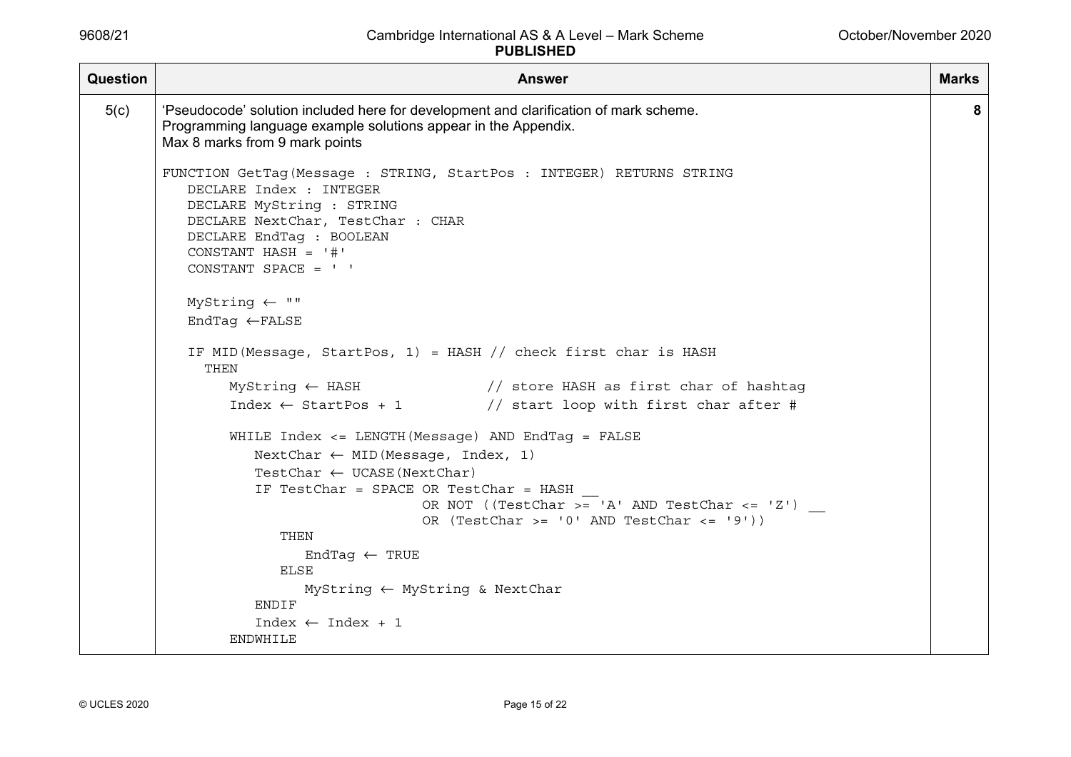| Question | Answer | Marks |
|---|---|---|
| 5(c) | 'Pseudocode' solution included here for development and clarification of mark scheme.<br>Programming language example solutions appear in the Appendix.<br>Max 8 marks from 9 mark points | 8 |

```
FUNCTION GetTag(Message : STRING, StartPos : INTEGER) RETURNS STRING
   DECLARE Index : INTEGER
   DECLARE MyString : STRING
   DECLARE NextChar, TestChar : CHAR
   DECLARE EndTag : BOOLEAN
   CONSTANT HASH = '#'
   CONSTANT SPACE = ' '

   MyString ← ""
   EndTag ←FALSE

   IF MID(Message, StartPos, 1) = HASH // check first char is HASH
     THEN
        MyString ← HASH              // store HASH as first char of hashtag
        Index ← StartPos + 1         // start loop with first char after #

        WHILE Index <= LENGTH(Message) AND EndTag = FALSE
           NextChar ← MID(Message, Index, 1)
           TestChar ← UCASE(NextChar)
           IF TestChar = SPACE OR TestChar = HASH __
                             OR NOT ((TestChar >= 'A' AND TestChar <= 'Z') __
                             OR (TestChar >= '0' AND TestChar <= '9'))
              THEN
                 EndTag ← TRUE
              ELSE
                 MyString ← MyString & NextChar
           ENDIF
           Index ← Index + 1
        ENDWHILE
```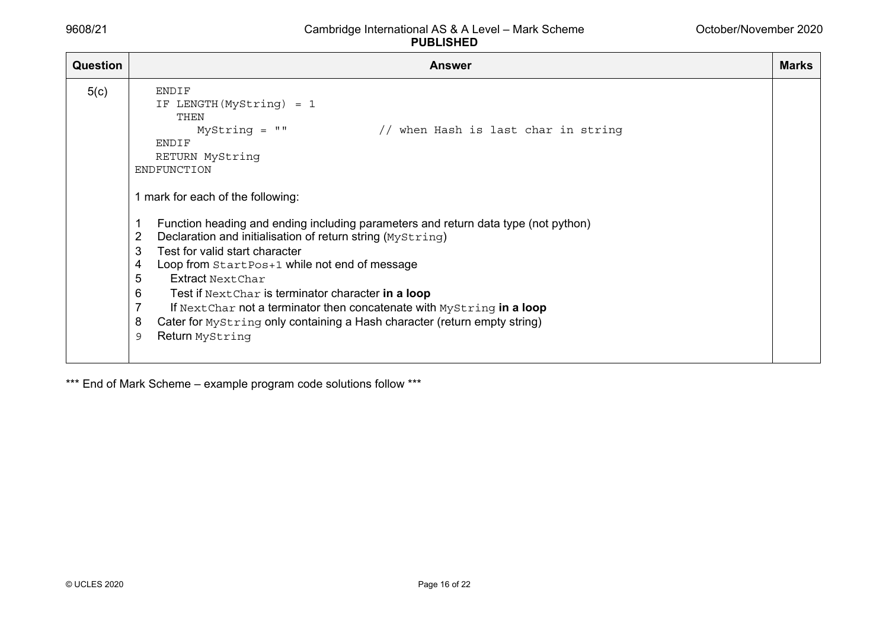| Question | Answer | Marks |
|---|---|---|
| 5(c) | (see below) | |

```
   ENDIF
   IF LENGTH(MyString) = 1
      THEN
         MyString = ""            // when Hash is last char in string
   ENDIF
   RETURN MyString
ENDFUNCTION
```

1 mark for each of the following:

1. Function heading and ending including parameters and return data type (not python)
2. Declaration and initialisation of return string (MyString)
3. Test for valid start character
4. Loop from StartPos+1 while not end of message
5. Extract NextChar
6. Test if NextChar is terminator character **in a loop**
7. If NextChar not a terminator then concatenate with MyString **in a loop**
8. Cater for MyString only containing a Hash character (return empty string)
9. Return MyString

*** End of Mark Scheme – example program code solutions follow ***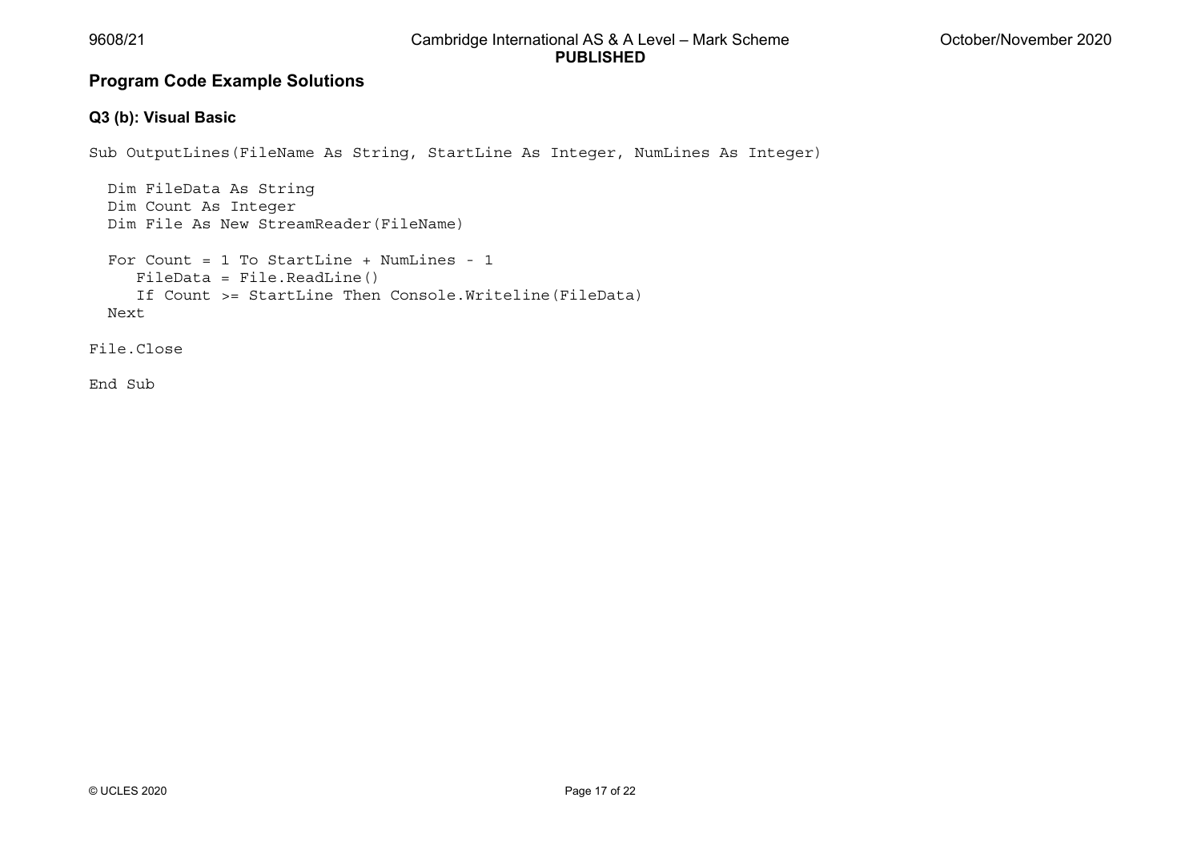## Program Code Example Solutions

### Q3 (b): Visual Basic

```
Sub OutputLines(FileName As String, StartLine As Integer, NumLines As Integer)

  Dim FileData As String
  Dim Count As Integer
  Dim File As New StreamReader(FileName)

  For Count = 1 To StartLine + NumLines - 1
     FileData = File.ReadLine()
     If Count >= StartLine Then Console.Writeline(FileData)
  Next

File.Close

End Sub
```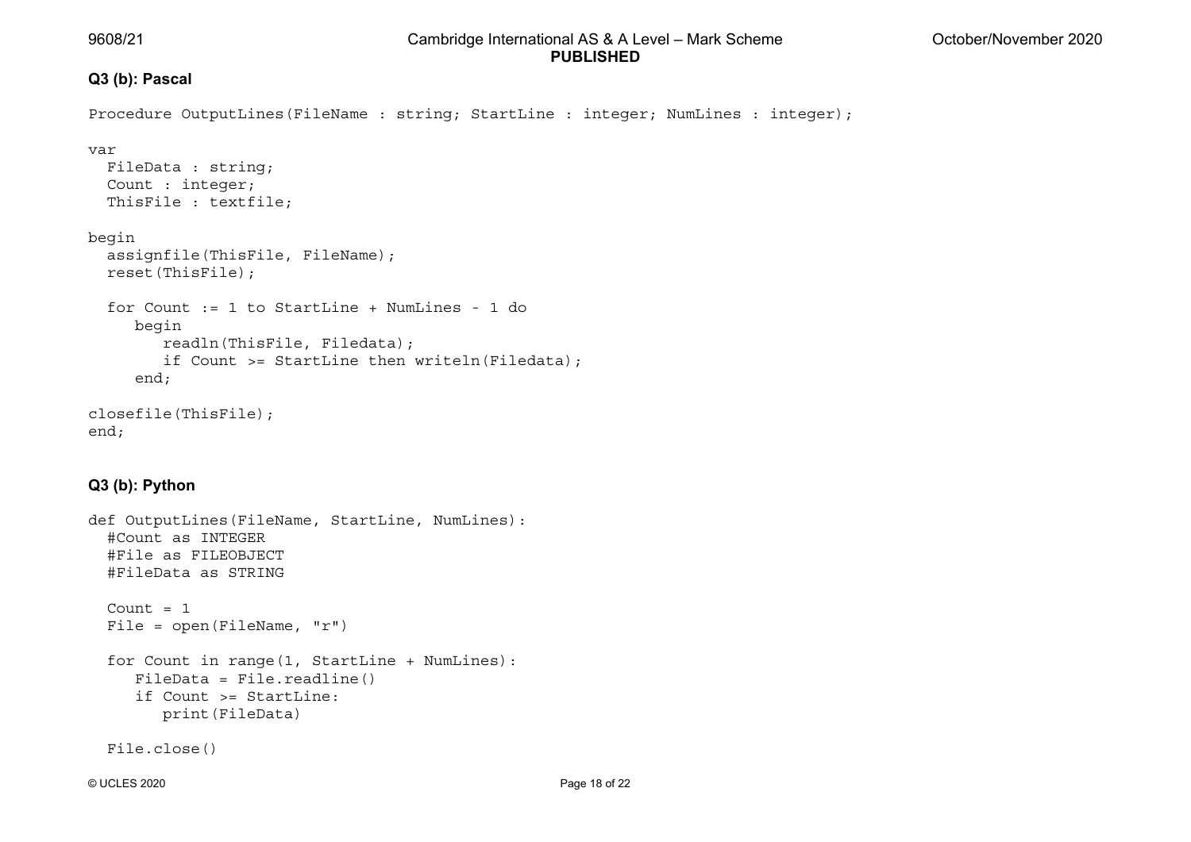**Q3 (b): Pascal**

```
Procedure OutputLines(FileName : string; StartLine : integer; NumLines : integer);

var
  FileData : string;
  Count : integer;
  ThisFile : textfile;

begin
  assignfile(ThisFile, FileName);
  reset(ThisFile);

  for Count := 1 to StartLine + NumLines - 1 do
     begin
        readln(ThisFile, Filedata);
        if Count >= StartLine then writeln(Filedata);
     end;

closefile(ThisFile);
end;
```

**Q3 (b): Python**

```
def OutputLines(FileName, StartLine, NumLines):
  #Count as INTEGER
  #File as FILEOBJECT
  #FileData as STRING

  Count = 1
  File = open(FileName, "r")

  for Count in range(1, StartLine + NumLines):
     FileData = File.readline()
     if Count >= StartLine:
        print(FileData)

  File.close()
```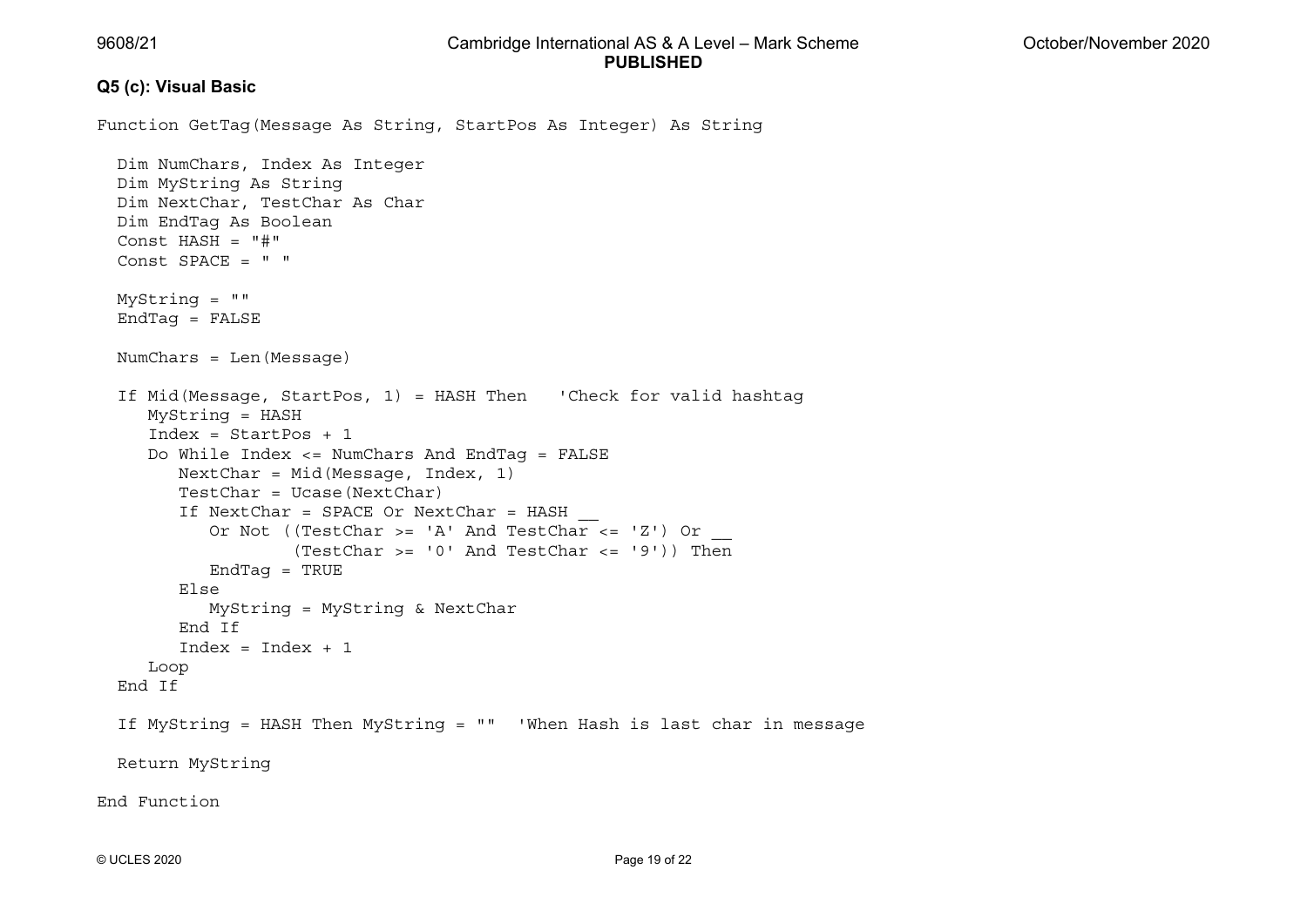**Q5 (c): Visual Basic**

```
Function GetTag(Message As String, StartPos As Integer) As String

  Dim NumChars, Index As Integer
  Dim MyString As String
  Dim NextChar, TestChar As Char
  Dim EndTag As Boolean
  Const HASH = "#"
  Const SPACE = " "

  MyString = ""
  EndTag = FALSE

  NumChars = Len(Message)

  If Mid(Message, StartPos, 1) = HASH Then   'Check for valid hashtag
     MyString = HASH
     Index = StartPos + 1
     Do While Index <= NumChars And EndTag = FALSE
        NextChar = Mid(Message, Index, 1)
        TestChar = Ucase(NextChar)
        If NextChar = SPACE Or NextChar = HASH _
           Or Not ((TestChar >= 'A' And TestChar <= 'Z') Or _
                   (TestChar >= '0' And TestChar <= '9')) Then
           EndTag = TRUE
        Else
           MyString = MyString & NextChar
        End If
        Index = Index + 1
     Loop
  End If

  If MyString = HASH Then MyString = ""  'When Hash is last char in message

  Return MyString

End Function
```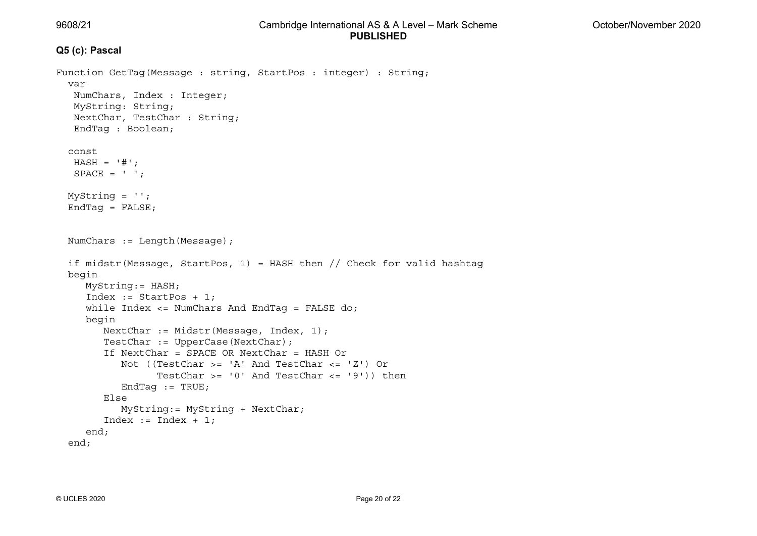**Q5 (c): Pascal**

```
Function GetTag(Message : string, StartPos : integer) : String;
  var
   NumChars, Index : Integer;
   MyString: String;
   NextChar, TestChar : String;
   EndTag : Boolean;

  const
   HASH = '#';
   SPACE = ' ';

  MyString = '';
  EndTag = FALSE;


  NumChars := Length(Message);

  if midstr(Message, StartPos, 1) = HASH then // Check for valid hashtag
  begin
     MyString:= HASH;
     Index := StartPos + 1;
     while Index <= NumChars And EndTag = FALSE do;
     begin
        NextChar := Midstr(Message, Index, 1);
        TestChar := UpperCase(NextChar);
        If NextChar = SPACE OR NextChar = HASH Or
           Not ((TestChar >= 'A' And TestChar <= 'Z') Or
                 TestChar >= '0' And TestChar <= '9')) then
           EndTag := TRUE;
        Else
           MyString:= MyString + NextChar;
        Index := Index + 1;
     end;
  end;
```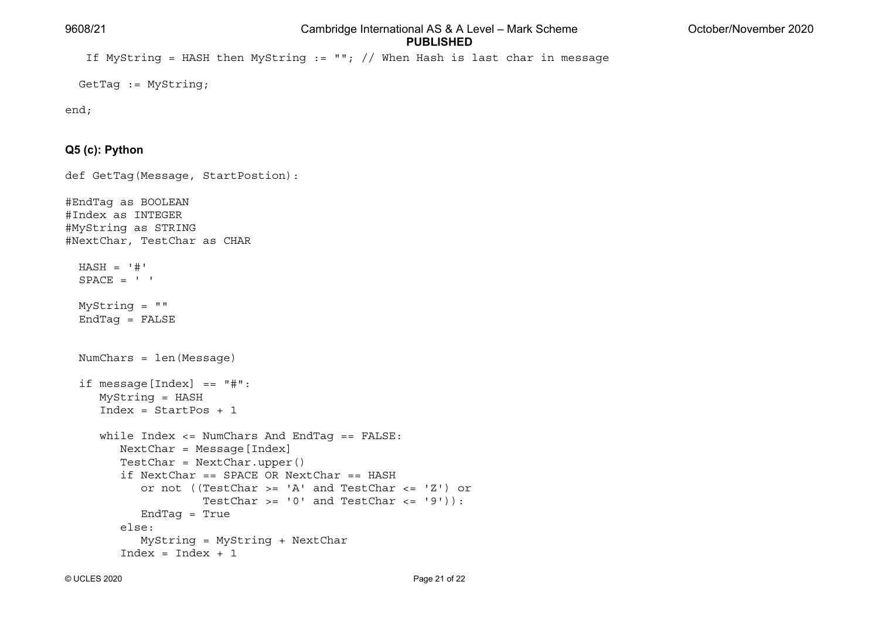```
   If MyString = HASH then MyString := ""; // When Hash is last char in message

  GetTag := MyString;

end;
```

### Q5 (c): Python

```
def GetTag(Message, StartPostion):

#EndTag as BOOLEAN
#Index as INTEGER
#MyString as STRING
#NextChar, TestChar as CHAR

  HASH = '#'
  SPACE = ' '

  MyString = ""
  EndTag = FALSE


  NumChars = len(Message)

  if message[Index] == "#":
     MyString = HASH
     Index = StartPos + 1

     while Index <= NumChars And EndTag == FALSE:
        NextChar = Message[Index]
        TestChar = NextChar.upper()
        if NextChar == SPACE OR NextChar == HASH
           or not ((TestChar >= 'A' and TestChar <= 'Z') or
                    TestChar >= '0' and TestChar <= '9')):
           EndTag = True
        else:
           MyString = MyString + NextChar
        Index = Index + 1
```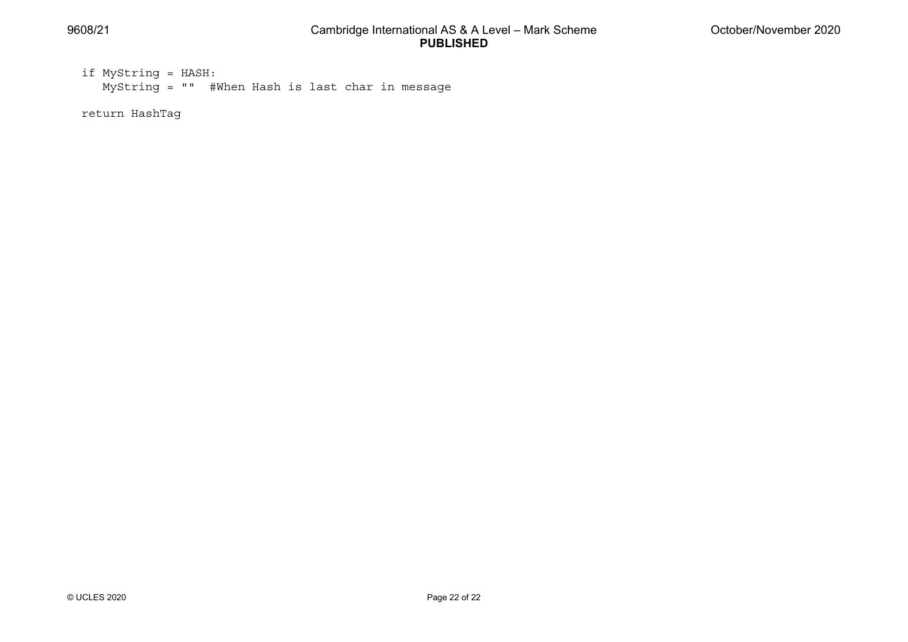```
if MyString = HASH:
   MyString = ""  #When Hash is last char in message

return HashTag
```